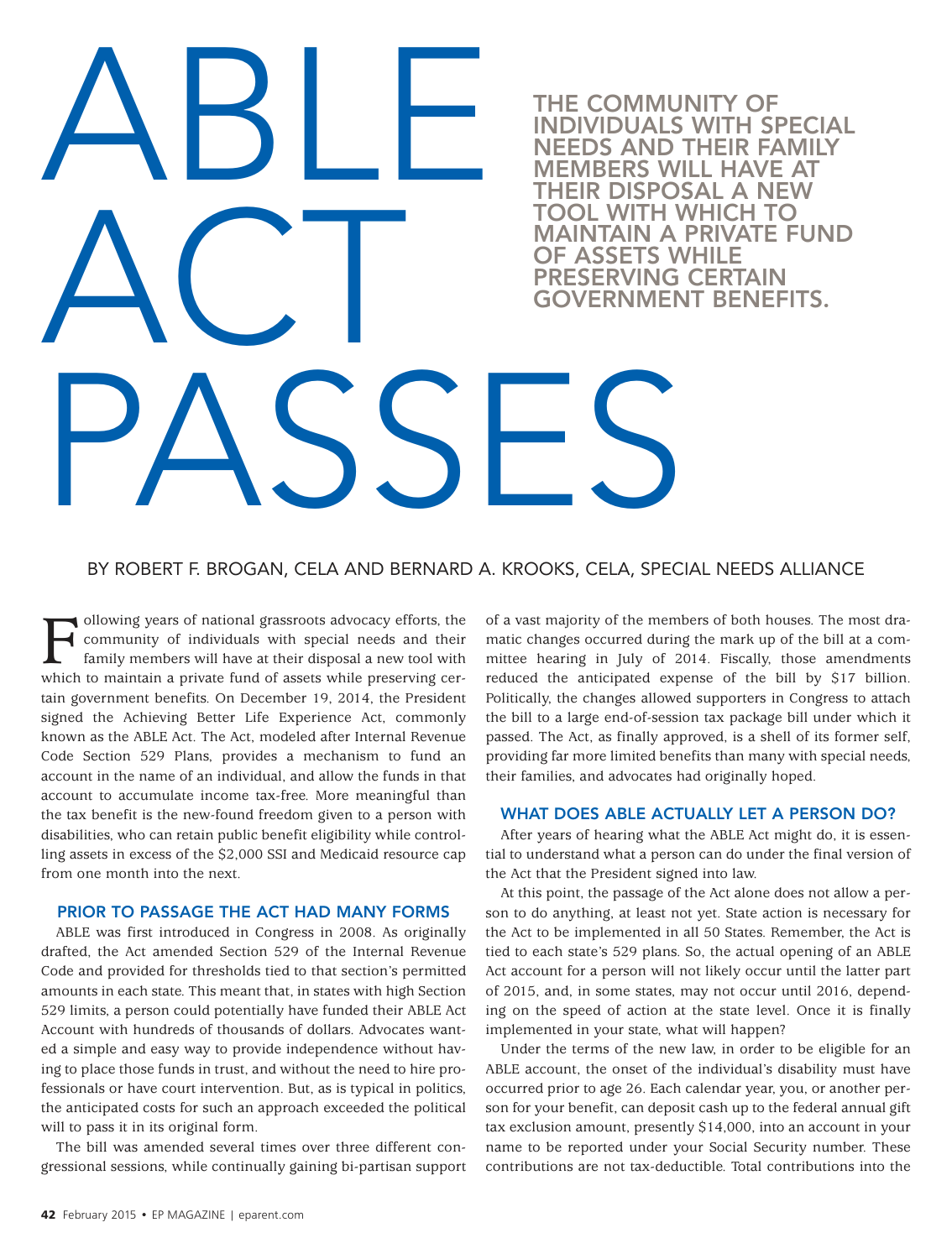# ABLE ACT PASSES

**THE COMMUNITY OF INDIVIDUALS WITH SPECIAL NEEDS AND THEIR FAMILY MEMBERS WILL HAVE AT THEIR DISPOSAL A NEW TOOL WITH WHICH TO MAINTAIN A PRIVATE FUND OF ASSETS WHILE PRESERVING CERTAIN GOVERNMENT BENEFITS.**

BY ROBERT F. BROGAN, CELA AND BERNARD A. KROOKS, CELA, SPECIAL NEEDS ALLIANCE

Following years of national grassroots advocacy efforts, the community of individuals with special needs and their family members will have at their disposal a new tool with which to maintain a private fund of assets while preserving certain government benefits. On December 19, 2014, the President signed the Achieving Better Life Experience Act, commonly known as the ABLE Act. The Act, modeled after Internal Revenue Code Section 529 Plans, provides a mechanism to fund an account in the name of an individual, and allow the funds in that account to accumulate income tax-free. More meaningful than the tax benefit is the new-found freedom given to a person with disabilities, who can retain public benefit eligibility while controlling assets in excess of the $2,000 SSI and Medicaid resource cap from one month into the next.

## PRIOR TO PASSAGE THE ACT HAD MANY FORMS

ABLE was first introduced in Congress in 2008. As originally drafted, the Act amended Section 529 of the Internal Revenue Code and provided for thresholds tied to that section's permitted amounts in each state. This meant that, in states with high Section 529 limits, a person could potentially have funded their ABLE Act Account with hundreds of thousands of dollars. Advocates wanted a simple and easy way to provide independence without having to place those funds in trust, and without the need to hire professionals or have court intervention. But, as is typical in politics, the anticipated costs for such an approach exceeded the political will to pass it in its original form.

The bill was amended several times over three different congressional sessions, while continually gaining bi-partisan support of a vast majority of the members of both houses. The most dramatic changes occurred during the mark up of the bill at a committee hearing in July of 2014. Fiscally, those amendments reduced the anticipated expense of the bill by $17 billion. Politically, the changes allowed supporters in Congress to attach the bill to a large end-of-session tax package bill under which it passed. The Act, as finally approved, is a shell of its former self, providing far more limited benefits than many with special needs, their families, and advocates had originally hoped.

## WHAT DOES ABLE ACTUALLY LET A PERSON DO?

After years of hearing what the ABLE Act might do, it is essential to understand what a person can do under the final version of the Act that the President signed into law.

At this point, the passage of the Act alone does not allow a person to do anything, at least not yet. State action is necessary for the Act to be implemented in all 50 States. Remember, the Act is tied to each state's 529 plans. So, the actual opening of an ABLE Act account for a person will not likely occur until the latter part of 2015, and, in some states, may not occur until 2016, depending on the speed of action at the state level. Once it is finally implemented in your state, what will happen?

Under the terms of the new law, in order to be eligible for an ABLE account, the onset of the individual's disability must have occurred prior to age 26. Each calendar year, you, or another person for your benefit, can deposit cash up to the federal annual gift tax exclusion amount, presently $14,000, into an account in your name to be reported under your Social Security number. These contributions are not tax-deductible. Total contributions into the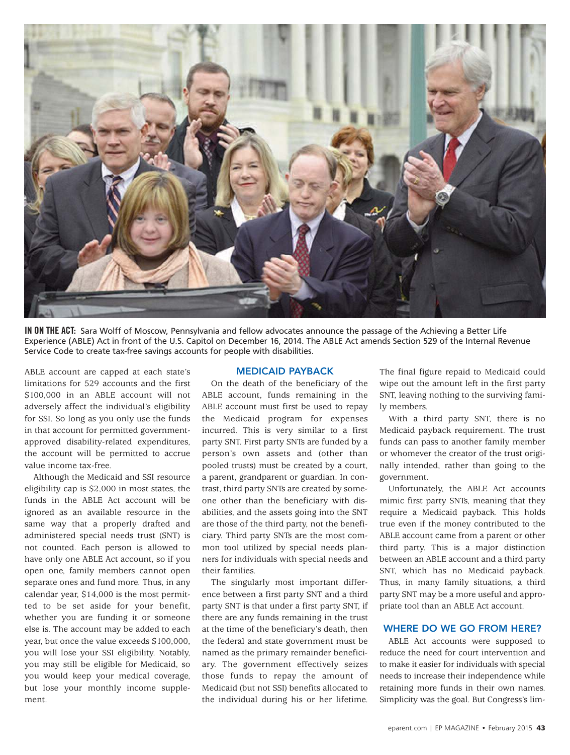**IN ON THE ACT:** Sara Wolff of Moscow, Pennsylvania and fellow advocates announce the passage of the Achieving a Better Life Experience (ABLE) Act in front of the U.S. Capitol on December 16, 2014. The ABLE Act amends Section 529 of the Internal Revenue Service Code to create tax-free savings accounts for people with disabilities.

ABLE account are capped at each state's limitations for 529 accounts and the first $100,000 in an ABLE account will not adversely affect the individual's eligibility for SSI. So long as you only use the funds in that account for permitted government-approved disability-related expenditures, the account will be permitted to accrue value income tax-free.

Although the Medicaid and SSI resource eligibility cap is $2,000 in most states, the funds in the ABLE Act account will be ignored as an available resource in the same way that a properly drafted and administered special needs trust (SNT) is not counted. Each person is allowed to have only one ABLE Act account, so if you open one, family members cannot open separate ones and fund more. Thus, in any calendar year, $14,000 is the most permitted to be set aside for your benefit, whether you are funding it or someone else is. The account may be added to each year, but once the value exceeds $100,000, you will lose your SSI eligibility. Notably, you may still be eligible for Medicaid, so you would keep your medical coverage, but lose your monthly income supplement.

## MEDICAID PAYBACK

On the death of the beneficiary of the ABLE account, funds remaining in the ABLE account must first be used to repay the Medicaid program for expenses incurred. This is very similar to a first party SNT. First party SNTs are funded by a person's own assets and (other than pooled trusts) must be created by a court, a parent, grandparent or guardian. In contrast, third party SNTs are created by someone other than the beneficiary with disabilities, and the assets going into the SNT are those of the third party, not the beneficiary. Third party SNTs are the most common tool utilized by special needs planners for individuals with special needs and their families.

The singularly most important difference between a first party SNT and a third party SNT is that under a first party SNT, if there are any funds remaining in the trust at the time of the beneficiary's death, then the federal and state government must be named as the primary remainder beneficiary. The government effectively seizes those funds to repay the amount of Medicaid (but not SSI) benefits allocated to the individual during his or her lifetime. The final figure repaid to Medicaid could wipe out the amount left in the first party SNT, leaving nothing to the surviving family members.

With a third party SNT, there is no Medicaid payback requirement. The trust funds can pass to another family member or whomever the creator of the trust originally intended, rather than going to the government.

Unfortunately, the ABLE Act accounts mimic first party SNTs, meaning that they require a Medicaid payback. This holds true even if the money contributed to the ABLE account came from a parent or other third party. This is a major distinction between an ABLE account and a third party SNT, which has no Medicaid payback. Thus, in many family situations, a third party SNT may be a more useful and appropriate tool than an ABLE Act account.

## WHERE DO WE GO FROM HERE?

ABLE Act accounts were supposed to reduce the need for court intervention and to make it easier for individuals with special needs to increase their independence while retaining more funds in their own names. Simplicity was the goal. But Congress's lim-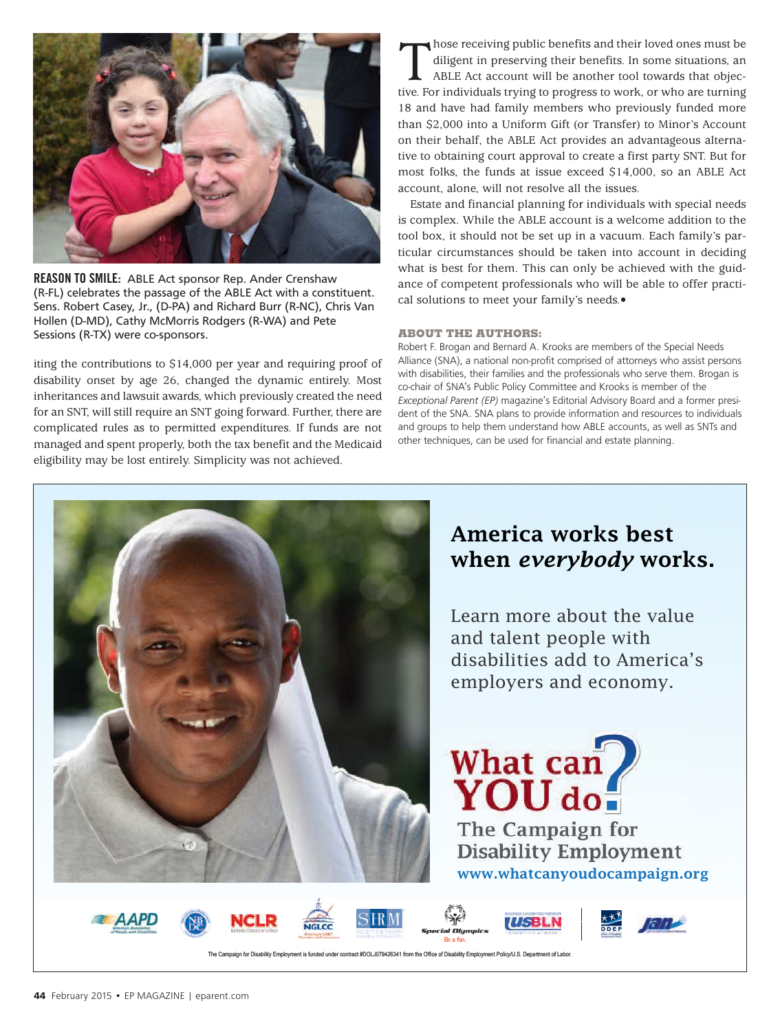**REASON TO SMILE:** ABLE Act sponsor Rep. Ander Crenshaw (R-FL) celebrates the passage of the ABLE Act with a constituent. Sens. Robert Casey, Jr., (D-PA) and Richard Burr (R-NC), Chris Van Hollen (D-MD), Cathy McMorris Rodgers (R-WA) and Pete Sessions (R-TX) were co-sponsors.

iting the contributions to $14,000 per year and requiring proof of disability onset by age 26, changed the dynamic entirely. Most inheritances and lawsuit awards, which previously created the need for an SNT, will still require an SNT going forward. Further, there are complicated rules as to permitted expenditures. If funds are not managed and spent properly, both the tax benefit and the Medicaid eligibility may be lost entirely. Simplicity was not achieved.

Those receiving public benefits and their loved ones must be diligent in preserving their benefits. In some situations, an ABLE Act account will be another tool towards that objective. For individuals trying to progress to work, or who are turning 18 and have had family members who previously funded more than $2,000 into a Uniform Gift (or Transfer) to Minor's Account on their behalf, the ABLE Act provides an advantageous alternative to obtaining court approval to create a first party SNT. But for most folks, the funds at issue exceed $14,000, so an ABLE Act account, alone, will not resolve all the issues.

Estate and financial planning for individuals with special needs is complex. While the ABLE account is a welcome addition to the tool box, it should not be set up in a vacuum. Each family's particular circumstances should be taken into account in deciding what is best for them. This can only be achieved with the guidance of competent professionals who will be able to offer practical solutions to meet your family's needs.•

**ABOUT THE AUTHORS:**

Robert F. Brogan and Bernard A. Krooks are members of the Special Needs Alliance (SNA), a national non-profit comprised of attorneys who assist persons with disabilities, their families and the professionals who serve them. Brogan is co-chair of SNA's Public Policy Committee and Krooks is member of the *Exceptional Parent (EP)* magazine's Editorial Advisory Board and a former president of the SNA. SNA plans to provide information and resources to individuals and groups to help them understand how ABLE accounts, as well as SNTs and other techniques, can be used for financial and estate planning.

**America works best when *everybody* works.**

Learn more about the value and talent people with disabilities add to America's employers and economy.

What can YOU do?

The Campaign for Disability Employment

www.whatcanyoudocampaign.org

AAPD · NBDC · NCLR · NGLCC · SHRM · Special Olympics · USBLN · ODEP · JAN

The Campaign for Disability Employment is funded under contract #DOLJ079426341 from the Office of Disability Employment Policy/U.S. Department of Labor.